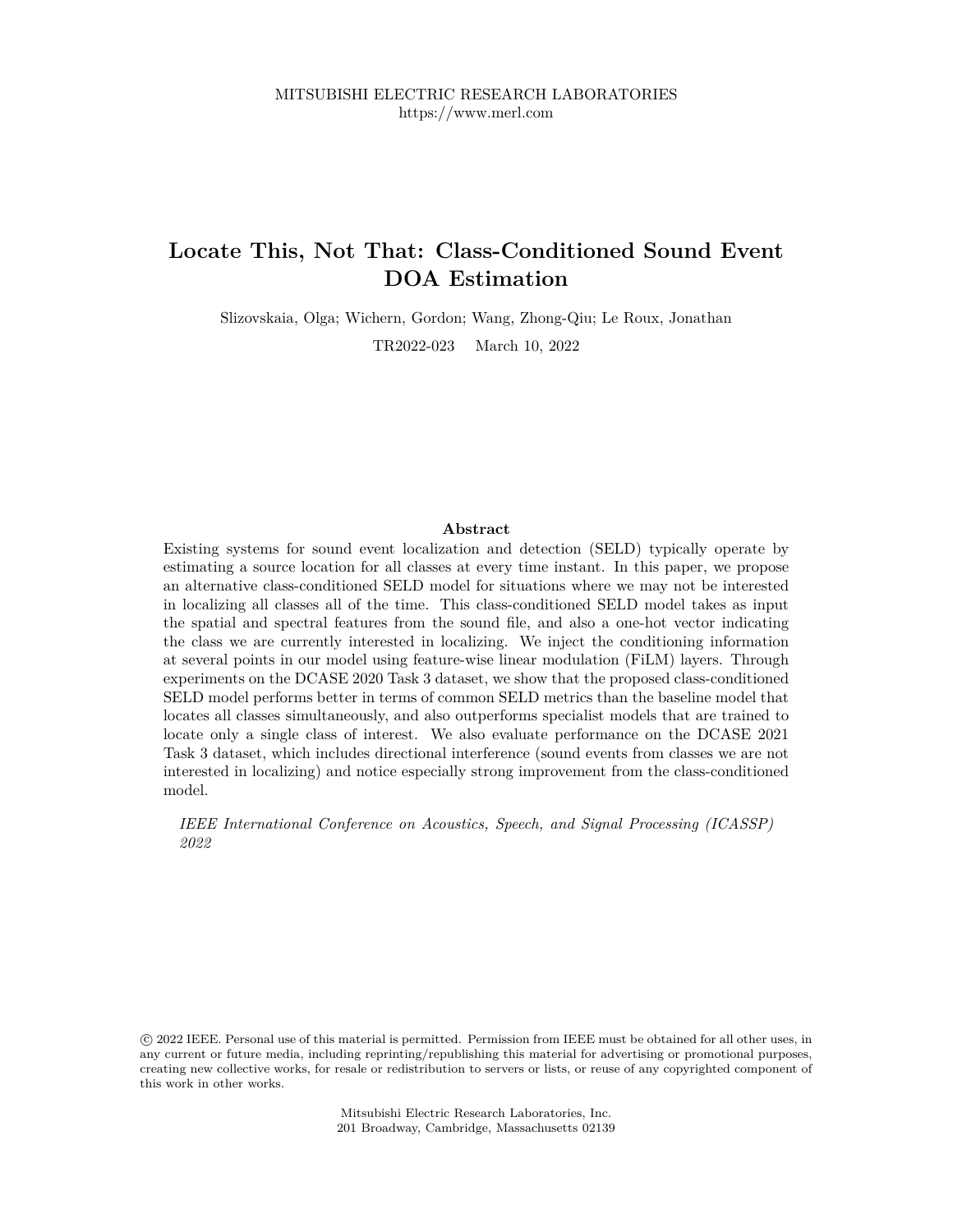MITSUBISHI ELECTRIC RESEARCH LABORATORIES
https://www.merl.com

# Locate This, Not That: Class-Conditioned Sound Event DOA Estimation

Slizovskaia, Olga; Wichern, Gordon; Wang, Zhong-Qiu; Le Roux, Jonathan

TR2022-023 March 10, 2022

## Abstract

Existing systems for sound event localization and detection (SELD) typically operate by estimating a source location for all classes at every time instant. In this paper, we propose an alternative class-conditioned SELD model for situations where we may not be interested in localizing all classes all of the time. This class-conditioned SELD model takes as input the spatial and spectral features from the sound file, and also a one-hot vector indicating the class we are currently interested in localizing. We inject the conditioning information at several points in our model using feature-wise linear modulation (FiLM) layers. Through experiments on the DCASE 2020 Task 3 dataset, we show that the proposed class-conditioned SELD model performs better in terms of common SELD metrics than the baseline model that locates all classes simultaneously, and also outperforms specialist models that are trained to locate only a single class of interest. We also evaluate performance on the DCASE 2021 Task 3 dataset, which includes directional interference (sound events from classes we are not interested in localizing) and notice especially strong improvement from the class-conditioned model.

*IEEE International Conference on Acoustics, Speech, and Signal Processing (ICASSP) 2022*

© 2022 IEEE. Personal use of this material is permitted. Permission from IEEE must be obtained for all other uses, in any current or future media, including reprinting/republishing this material for advertising or promotional purposes, creating new collective works, for resale or redistribution to servers or lists, or reuse of any copyrighted component of this work in other works.

Mitsubishi Electric Research Laboratories, Inc.
201 Broadway, Cambridge, Massachusetts 02139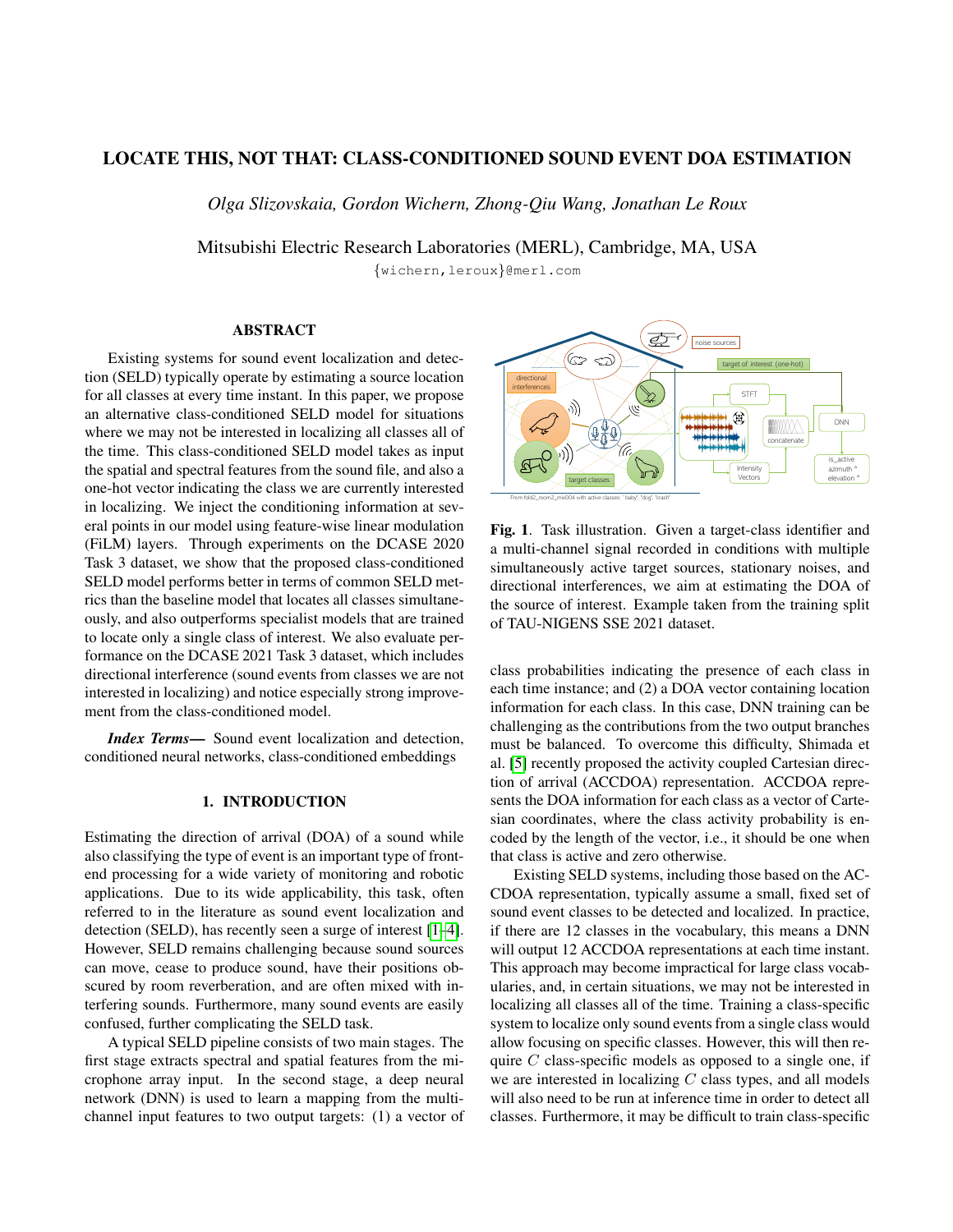# LOCATE THIS, NOT THAT: CLASS-CONDITIONED SOUND EVENT DOA ESTIMATION

*Olga Slizovskaia, Gordon Wichern, Zhong-Qiu Wang, Jonathan Le Roux*

Mitsubishi Electric Research Laboratories (MERL), Cambridge, MA, USA

{wichern,leroux}@merl.com

## ABSTRACT

Existing systems for sound event localization and detection (SELD) typically operate by estimating a source location for all classes at every time instant. In this paper, we propose an alternative class-conditioned SELD model for situations where we may not be interested in localizing all classes all of the time. This class-conditioned SELD model takes as input the spatial and spectral features from the sound file, and also a one-hot vector indicating the class we are currently interested in localizing. We inject the conditioning information at several points in our model using feature-wise linear modulation (FiLM) layers. Through experiments on the DCASE 2020 Task 3 dataset, we show that the proposed class-conditioned SELD model performs better in terms of common SELD metrics than the baseline model that locates all classes simultaneously, and also outperforms specialist models that are trained to locate only a single class of interest. We also evaluate performance on the DCASE 2021 Task 3 dataset, which includes directional interference (sound events from classes we are not interested in localizing) and notice especially strong improvement from the class-conditioned model.

***Index Terms***— Sound event localization and detection, conditioned neural networks, class-conditioned embeddings

## 1. INTRODUCTION

Estimating the direction of arrival (DOA) of a sound while also classifying the type of event is an important type of front-end processing for a wide variety of monitoring and robotic applications. Due to its wide applicability, this task, often referred to in the literature as sound event localization and detection (SELD), has recently seen a surge of interest [1–4]. However, SELD remains challenging because sound sources can move, cease to produce sound, have their positions obscured by room reverberation, and are often mixed with interfering sounds. Furthermore, many sound events are easily confused, further complicating the SELD task.

A typical SELD pipeline consists of two main stages. The first stage extracts spectral and spatial features from the microphone array input. In the second stage, a deep neural network (DNN) is used to learn a mapping from the multi-channel input features to two output targets: (1) a vector of class probabilities indicating the presence of each class in each time instance; and (2) a DOA vector containing location information for each class. In this case, DNN training can be challenging as the contributions from the two output branches must be balanced. To overcome this difficulty, Shimada et al. [5] recently proposed the activity coupled Cartesian direction of arrival (ACCDOA) representation. ACCDOA represents the DOA information for each class as a vector of Cartesian coordinates, where the class activity probability is encoded by the length of the vector, i.e., it should be one when that class is active and zero otherwise.

Existing SELD systems, including those based on the ACCDOA representation, typically assume a small, fixed set of sound event classes to be detected and localized. In practice, if there are 12 classes in the vocabulary, this means a DNN will output 12 ACCDOA representations at each time instant. This approach may become impractical for large class vocabularies, and, in certain situations, we may not be interested in localizing all classes all of the time. Training a class-specific system to localize only sound events from a single class would allow focusing on specific classes. However, this will then require $C$ class-specific models as opposed to a single one, if we are interested in localizing $C$ class types, and all models will also need to be run at inference time in order to detect all classes. Furthermore, it may be difficult to train class-specific

**Fig. 1**. Task illustration. Given a target-class identifier and a multi-channel signal recorded in conditions with multiple simultaneously active target sources, stationary noises, and directional interferences, we aim at estimating the DOA of the source of interest. Example taken from the training split of TAU-NIGENS SSE 2021 dataset.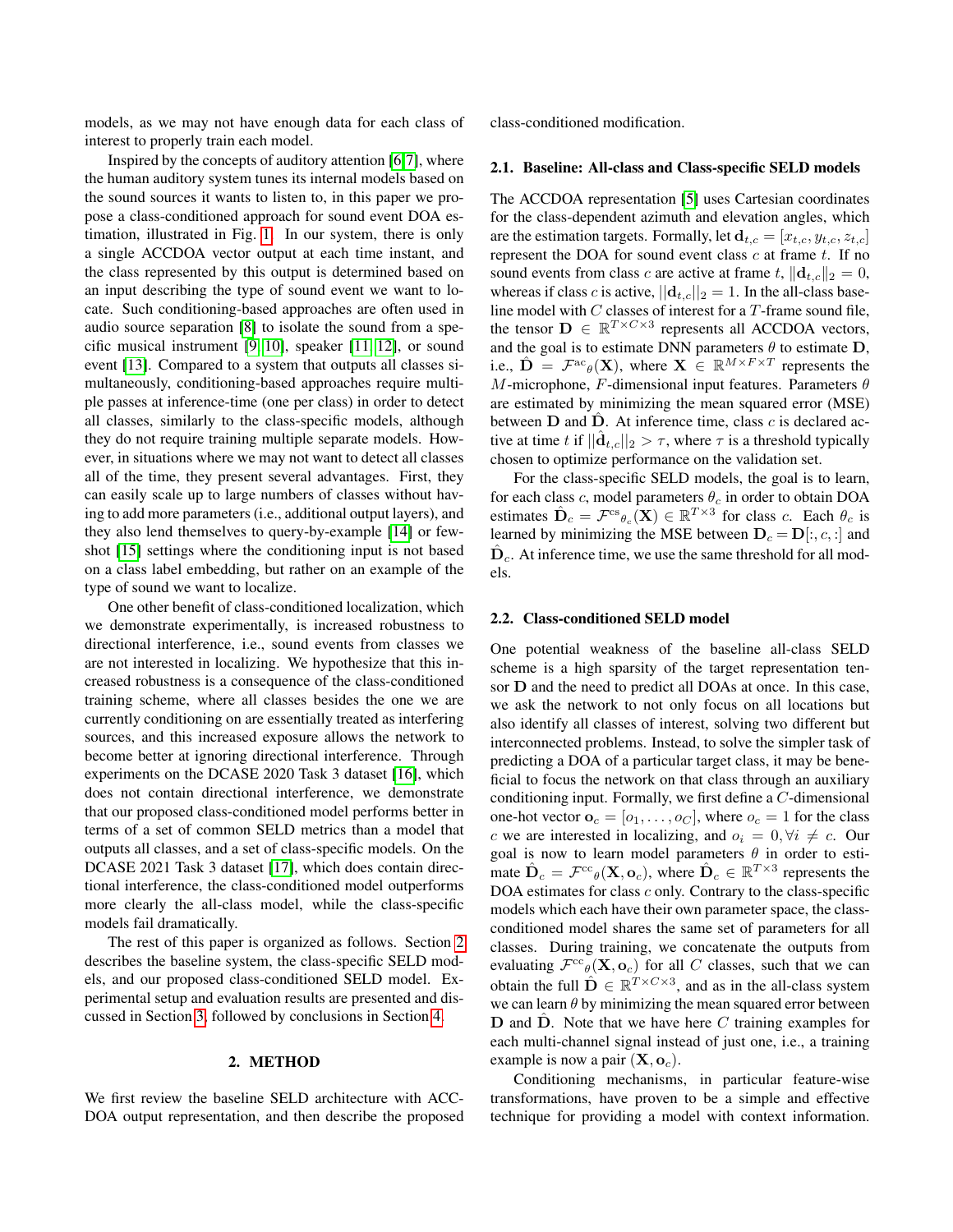models, as we may not have enough data for each class of interest to properly train each model.

Inspired by the concepts of auditory attention [6,7], where the human auditory system tunes its internal models based on the sound sources it wants to listen to, in this paper we propose a class-conditioned approach for sound event DOA estimation, illustrated in Fig. 1. In our system, there is only a single ACCDOA vector output at each time instant, and the class represented by this output is determined based on an input describing the type of sound event we want to locate. Such conditioning-based approaches are often used in audio source separation [8] to isolate the sound from a specific musical instrument [9, 10], speaker [11, 12], or sound event [13]. Compared to a system that outputs all classes simultaneously, conditioning-based approaches require multiple passes at inference-time (one per class) in order to detect all classes, similarly to the class-specific models, although they do not require training multiple separate models. However, in situations where we may not want to detect all classes all of the time, they present several advantages. First, they can easily scale up to large numbers of classes without having to add more parameters (i.e., additional output layers), and they also lend themselves to query-by-example [14] or few-shot [15] settings where the conditioning input is not based on a class label embedding, but rather on an example of the type of sound we want to localize.

One other benefit of class-conditioned localization, which we demonstrate experimentally, is increased robustness to directional interference, i.e., sound events from classes we are not interested in localizing. We hypothesize that this increased robustness is a consequence of the class-conditioned training scheme, where all classes besides the one we are currently conditioning on are essentially treated as interfering sources, and this increased exposure allows the network to become better at ignoring directional interference. Through experiments on the DCASE 2020 Task 3 dataset [16], which does not contain directional interference, we demonstrate that our proposed class-conditioned model performs better in terms of a set of common SELD metrics than a model that outputs all classes, and a set of class-specific models. On the DCASE 2021 Task 3 dataset [17], which does contain directional interference, the class-conditioned model outperforms more clearly the all-class model, while the class-specific models fail dramatically.

The rest of this paper is organized as follows. Section 2 describes the baseline system, the class-specific SELD models, and our proposed class-conditioned SELD model. Experimental setup and evaluation results are presented and discussed in Section 3, followed by conclusions in Section 4.

## 2. METHOD

We first review the baseline SELD architecture with ACCDOA output representation, and then describe the proposed class-conditioned modification.

### 2.1. Baseline: All-class and Class-specific SELD models

The ACCDOA representation [5] uses Cartesian coordinates for the class-dependent azimuth and elevation angles, which are the estimation targets. Formally, let $\mathbf{d}_{t,c} = [x_{t,c}, y_{t,c}, z_{t,c}]$ represent the DOA for sound event class $c$ at frame $t$. If no sound events from class $c$ are active at frame $t$, $\|\mathbf{d}_{t,c}\|_2 = 0$, whereas if class $c$ is active, $||\mathbf{d}_{t,c}||_2 = 1$. In the all-class baseline model with $C$ classes of interest for a $T$-frame sound file, the tensor $\mathbf{D} \in \mathbb{R}^{T \times C \times 3}$ represents all ACCDOA vectors, and the goal is to estimate DNN parameters $\theta$ to estimate $\mathbf{D}$, i.e., $\hat{\mathbf{D}} = \mathcal{F}^{\text{ac}}{}_{\theta}(\mathbf{X})$, where $\mathbf{X} \in \mathbb{R}^{M \times F \times T}$ represents the $M$-microphone, $F$-dimensional input features. Parameters $\theta$ are estimated by minimizing the mean squared error (MSE) between $\mathbf{D}$ and $\hat{\mathbf{D}}$. At inference time, class $c$ is declared active at time $t$ if $||\hat{\mathbf{d}}_{t,c}||_2 > \tau$, where $\tau$ is a threshold typically chosen to optimize performance on the validation set.

For the class-specific SELD models, the goal is to learn, for each class $c$, model parameters $\theta_c$ in order to obtain DOA estimates $\hat{\mathbf{D}}_c = \mathcal{F}^{\text{cs}}{}_{\theta_c}(\mathbf{X}) \in \mathbb{R}^{T \times 3}$ for class $c$. Each $\theta_c$ is learned by minimizing the MSE between $\mathbf{D}_c = \mathbf{D}[:, c, :]$ and $\hat{\mathbf{D}}_c$. At inference time, we use the same threshold for all models.

### 2.2. Class-conditioned SELD model

One potential weakness of the baseline all-class SELD scheme is a high sparsity of the target representation tensor $\mathbf{D}$ and the need to predict all DOAs at once. In this case, we ask the network to not only focus on all locations but also identify all classes of interest, solving two different but interconnected problems. Instead, to solve the simpler task of predicting a DOA of a particular target class, it may be beneficial to focus the network on that class through an auxiliary conditioning input. Formally, we first define a $C$-dimensional one-hot vector $\mathbf{o}_c = [o_1, \ldots, o_C]$, where $o_c = 1$ for the class $c$ we are interested in localizing, and $o_i = 0, \forall i \neq c$. Our goal is now to learn model parameters $\theta$ in order to estimate $\hat{\mathbf{D}}_c = \mathcal{F}^{\text{cc}}{}_{\theta}(\mathbf{X}, \mathbf{o}_c)$, where $\hat{\mathbf{D}}_c \in \mathbb{R}^{T \times 3}$ represents the DOA estimates for class $c$ only. Contrary to the class-specific models which each have their own parameter space, the class-conditioned model shares the same set of parameters for all classes. During training, we concatenate the outputs from evaluating $\mathcal{F}^{\text{cc}}{}_{\theta}(\mathbf{X}, \mathbf{o}_c)$ for all $C$ classes, such that we can obtain the full $\hat{\mathbf{D}} \in \mathbb{R}^{T \times C \times 3}$, and as in the all-class system we can learn $\theta$ by minimizing the mean squared error between $\mathbf{D}$ and $\hat{\mathbf{D}}$. Note that we have here $C$ training examples for each multi-channel signal instead of just one, i.e., a training example is now a pair $(\mathbf{X}, \mathbf{o}_c)$.

Conditioning mechanisms, in particular feature-wise transformations, have proven to be a simple and effective technique for providing a model with context information.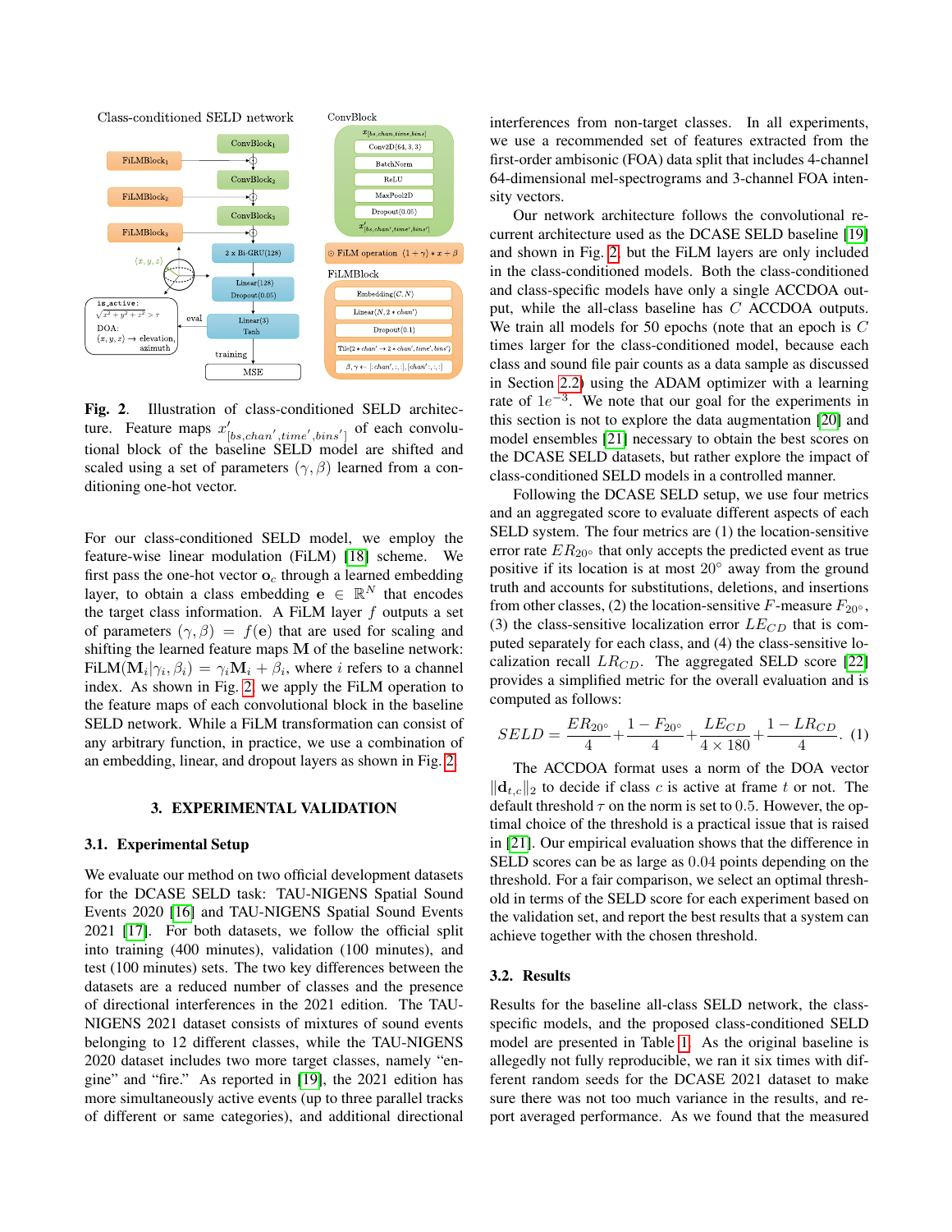Fig. 2. Illustration of class-conditioned SELD architecture. Feature maps $x'_{[bs,chan',time',bins']}$ of each convolutional block of the baseline SELD model are shifted and scaled using a set of parameters $(\gamma, \beta)$ learned from a conditioning one-hot vector.

For our class-conditioned SELD model, we employ the feature-wise linear modulation (FiLM) [18] scheme. We first pass the one-hot vector $\mathbf{o}_c$ through a learned embedding layer, to obtain a class embedding $\mathbf{e} \in \mathbb{R}^N$ that encodes the target class information. A FiLM layer $f$ outputs a set of parameters $(\gamma, \beta) = f(\mathbf{e})$ that are used for scaling and shifting the learned feature maps $\mathbf{M}$ of the baseline network: $\text{FiLM}(\mathbf{M}_i|\gamma_i, \beta_i) = \gamma_i \mathbf{M}_i + \beta_i$, where $i$ refers to a channel index. As shown in Fig. 2, we apply the FiLM operation to the feature maps of each convolutional block in the baseline SELD network. While a FiLM transformation can consist of any arbitrary function, in practice, we use a combination of an embedding, linear, and dropout layers as shown in Fig. 2.

## 3. EXPERIMENTAL VALIDATION

### 3.1. Experimental Setup

We evaluate our method on two official development datasets for the DCASE SELD task: TAU-NIGENS Spatial Sound Events 2020 [16] and TAU-NIGENS Spatial Sound Events 2021 [17]. For both datasets, we follow the official split into training (400 minutes), validation (100 minutes), and test (100 minutes) sets. The two key differences between the datasets are a reduced number of classes and the presence of directional interferences in the 2021 edition. The TAU-NIGENS 2021 dataset consists of mixtures of sound events belonging to 12 different classes, while the TAU-NIGENS 2020 dataset includes two more target classes, namely "engine" and "fire." As reported in [19], the 2021 edition has more simultaneously active events (up to three parallel tracks of different or same categories), and additional directional interferences from non-target classes. In all experiments, we use a recommended set of features extracted from the first-order ambisonic (FOA) data split that includes 4-channel 64-dimensional mel-spectrograms and 3-channel FOA intensity vectors.

Our network architecture follows the convolutional recurrent architecture used as the DCASE SELD baseline [19] and shown in Fig. 2, but the FiLM layers are only included in the class-conditioned models. Both the class-conditioned and class-specific models have only a single ACCDOA output, while the all-class baseline has $C$ ACCDOA outputs. We train all models for 50 epochs (note that an epoch is $C$ times larger for the class-conditioned model, because each class and sound file pair counts as a data sample as discussed in Section 2.2) using the ADAM optimizer with a learning rate of $1e^{-3}$. We note that our goal for the experiments in this section is not to explore the data augmentation [20] and model ensembles [21] necessary to obtain the best scores on the DCASE SELD datasets, but rather explore the impact of class-conditioned SELD models in a controlled manner.

Following the DCASE SELD setup, we use four metrics and an aggregated score to evaluate different aspects of each SELD system. The four metrics are (1) the location-sensitive error rate $ER_{20°}$ that only accepts the predicted event as true positive if its location is at most $20°$ away from the ground truth and accounts for substitutions, deletions, and insertions from other classes, (2) the location-sensitive $F$-measure $F_{20°}$, (3) the class-sensitive localization error $LE_{CD}$ that is computed separately for each class, and (4) the class-sensitive localization recall $LR_{CD}$. The aggregated SELD score [22] provides a simplified metric for the overall evaluation and is computed as follows:

$$SELD = \frac{ER_{20°}}{4} + \frac{1 - F_{20°}}{4} + \frac{LE_{CD}}{4 \times 180} + \frac{1 - LR_{CD}}{4}. \quad (1)$$

The ACCDOA format uses a norm of the DOA vector $\|\mathbf{d}_{t,c}\|_2$ to decide if class $c$ is active at frame $t$ or not. The default threshold $\tau$ on the norm is set to $0.5$. However, the optimal choice of the threshold is a practical issue that is raised in [21]. Our empirical evaluation shows that the difference in SELD scores can be as large as $0.04$ points depending on the threshold. For a fair comparison, we select an optimal threshold in terms of the SELD score for each experiment based on the validation set, and report the best results that a system can achieve together with the chosen threshold.

### 3.2. Results

Results for the baseline all-class SELD network, the class-specific models, and the proposed class-conditioned SELD model are presented in Table 1. As the original baseline is allegedly not fully reproducible, we ran it six times with different random seeds for the DCASE 2021 dataset to make sure there was not too much variance in the results, and report averaged performance. As we found that the measured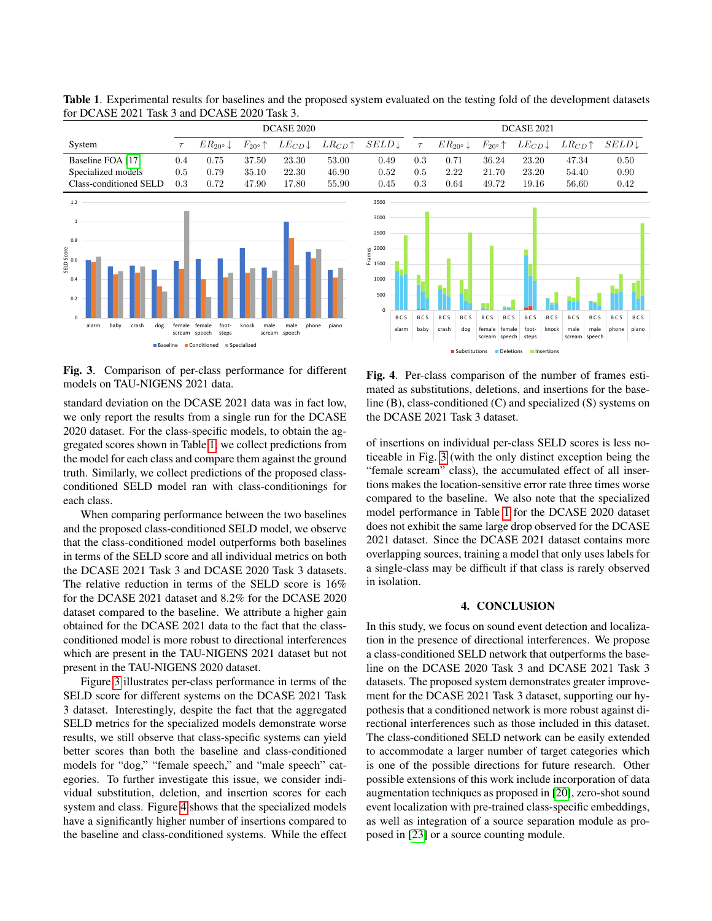**Table 1**. Experimental results for baselines and the proposed system evaluated on the testing fold of the development datasets for DCASE 2021 Task 3 and DCASE 2020 Task 3.

| System | DCASE 2020 | | | | | | DCASE 2021 | | | | | |
|---|---|---|---|---|---|---|---|---|---|---|---|---|
| | $\tau$ | $ER_{20^\circ}\downarrow$ | $F_{20^\circ}\uparrow$ | $LE_{CD}\downarrow$ | $LR_{CD}\uparrow$ | $SELD\downarrow$ | $\tau$ | $ER_{20^\circ}\downarrow$ | $F_{20^\circ}\uparrow$ | $LE_{CD}\downarrow$ | $LR_{CD}\uparrow$ | $SELD\downarrow$ |
| Baseline FOA [17] | 0.4 | 0.75 | 37.50 | 23.30 | 53.00 | 0.49 | 0.3 | 0.71 | 36.24 | 23.20 | 47.34 | 0.50 |
| Specialized models | 0.5 | 0.79 | 35.10 | 22.30 | 46.90 | 0.52 | 0.5 | 2.22 | 21.70 | 23.20 | 54.40 | 0.90 |
| Class-conditioned SELD | 0.3 | 0.72 | 47.90 | 17.80 | 55.90 | 0.45 | 0.3 | 0.64 | 49.72 | 19.16 | 56.60 | 0.42 |

**Fig. 3**. Comparison of per-class performance for different models on TAU-NIGENS 2021 data.

**Fig. 4**. Per-class comparison of the number of frames estimated as substitutions, deletions, and insertions for the baseline (B), class-conditioned (C) and specialized (S) systems on the DCASE 2021 Task 3 dataset.

standard deviation on the DCASE 2021 data was in fact low, we only report the results from a single run for the DCASE 2020 dataset. For the class-specific models, to obtain the aggregated scores shown in Table 1, we collect predictions from the model for each class and compare them against the ground truth. Similarly, we collect predictions of the proposed class-conditioned SELD model ran with class-conditionings for each class.

When comparing performance between the two baselines and the proposed class-conditioned SELD model, we observe that the class-conditioned model outperforms both baselines in terms of the SELD score and all individual metrics on both the DCASE 2021 Task 3 and DCASE 2020 Task 3 datasets. The relative reduction in terms of the SELD score is 16% for the DCASE 2021 dataset and 8.2% for the DCASE 2020 dataset compared to the baseline. We attribute a higher gain obtained for the DCASE 2021 data to the fact that the class-conditioned model is more robust to directional interferences which are present in the TAU-NIGENS 2021 dataset but not present in the TAU-NIGENS 2020 dataset.

Figure 3 illustrates per-class performance in terms of the SELD score for different systems on the DCASE 2021 Task 3 dataset. Interestingly, despite the fact that the aggregated SELD metrics for the specialized models demonstrate worse results, we still observe that class-specific systems can yield better scores than both the baseline and class-conditioned models for "dog," "female speech," and "male speech" categories. To further investigate this issue, we consider individual substitution, deletion, and insertion scores for each system and class. Figure 4 shows that the specialized models have a significantly higher number of insertions compared to the baseline and class-conditioned systems. While the effect of insertions on individual per-class SELD scores is less noticeable in Fig. 3 (with the only distinct exception being the "female scream" class), the accumulated effect of all insertions makes the location-sensitive error rate three times worse compared to the baseline. We also note that the specialized model performance in Table 1 for the DCASE 2020 dataset does not exhibit the same large drop observed for the DCASE 2021 dataset. Since the DCASE 2021 dataset contains more overlapping sources, training a model that only uses labels for a single-class may be difficult if that class is rarely observed in isolation.

## 4. CONCLUSION

In this study, we focus on sound event detection and localization in the presence of directional interferences. We propose a class-conditioned SELD network that outperforms the baseline on the DCASE 2020 Task 3 and DCASE 2021 Task 3 datasets. The proposed system demonstrates greater improvement for the DCASE 2021 Task 3 dataset, supporting our hypothesis that a conditioned network is more robust against directional interferences such as those included in this dataset. The class-conditioned SELD network can be easily extended to accommodate a larger number of target categories which is one of the possible directions for future research. Other possible extensions of this work include incorporation of data augmentation techniques as proposed in [20], zero-shot sound event localization with pre-trained class-specific embeddings, as well as integration of a source separation module as proposed in [23] or a source counting module.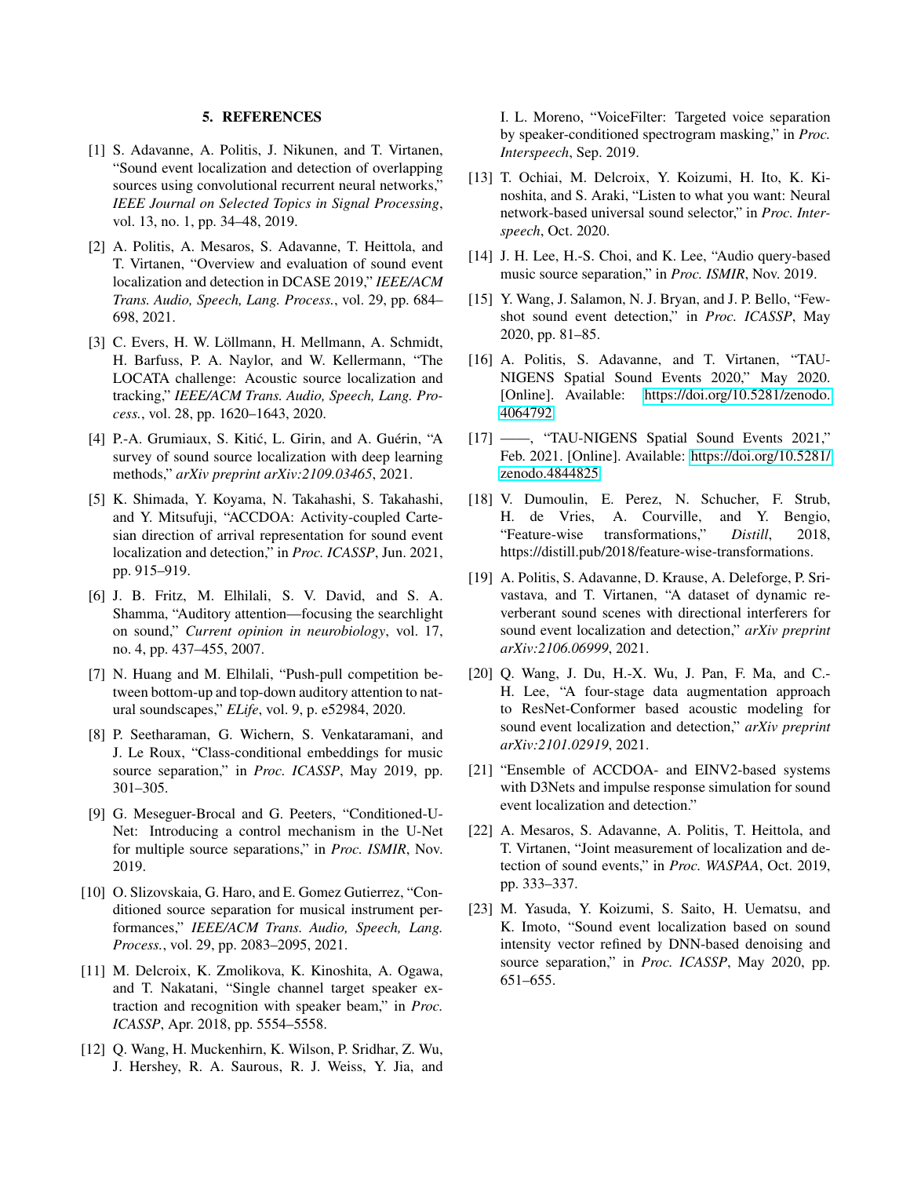## 5. REFERENCES

[1] S. Adavanne, A. Politis, J. Nikunen, and T. Virtanen, "Sound event localization and detection of overlapping sources using convolutional recurrent neural networks," *IEEE Journal on Selected Topics in Signal Processing*, vol. 13, no. 1, pp. 34–48, 2019.

[2] A. Politis, A. Mesaros, S. Adavanne, T. Heittola, and T. Virtanen, "Overview and evaluation of sound event localization and detection in DCASE 2019," *IEEE/ACM Trans. Audio, Speech, Lang. Process.*, vol. 29, pp. 684–698, 2021.

[3] C. Evers, H. W. Löllmann, H. Mellmann, A. Schmidt, H. Barfuss, P. A. Naylor, and W. Kellermann, "The LOCATA challenge: Acoustic source localization and tracking," *IEEE/ACM Trans. Audio, Speech, Lang. Process.*, vol. 28, pp. 1620–1643, 2020.

[4] P.-A. Grumiaux, S. Kitić, L. Girin, and A. Guérin, "A survey of sound source localization with deep learning methods," *arXiv preprint arXiv:2109.03465*, 2021.

[5] K. Shimada, Y. Koyama, N. Takahashi, S. Takahashi, and Y. Mitsufuji, "ACCDOA: Activity-coupled Cartesian direction of arrival representation for sound event localization and detection," in *Proc. ICASSP*, Jun. 2021, pp. 915–919.

[6] J. B. Fritz, M. Elhilali, S. V. David, and S. A. Shamma, "Auditory attention—focusing the searchlight on sound," *Current opinion in neurobiology*, vol. 17, no. 4, pp. 437–455, 2007.

[7] N. Huang and M. Elhilali, "Push-pull competition between bottom-up and top-down auditory attention to natural soundscapes," *ELife*, vol. 9, p. e52984, 2020.

[8] P. Seetharaman, G. Wichern, S. Venkataramani, and J. Le Roux, "Class-conditional embeddings for music source separation," in *Proc. ICASSP*, May 2019, pp. 301–305.

[9] G. Meseguer-Brocal and G. Peeters, "Conditioned-U-Net: Introducing a control mechanism in the U-Net for multiple source separations," in *Proc. ISMIR*, Nov. 2019.

[10] O. Slizovskaia, G. Haro, and E. Gomez Gutierrez, "Conditioned source separation for musical instrument performances," *IEEE/ACM Trans. Audio, Speech, Lang. Process.*, vol. 29, pp. 2083–2095, 2021.

[11] M. Delcroix, K. Zmolikova, K. Kinoshita, A. Ogawa, and T. Nakatani, "Single channel target speaker extraction and recognition with speaker beam," in *Proc. ICASSP*, Apr. 2018, pp. 5554–5558.

[12] Q. Wang, H. Muckenhirn, K. Wilson, P. Sridhar, Z. Wu, J. Hershey, R. A. Saurous, R. J. Weiss, Y. Jia, and I. L. Moreno, "VoiceFilter: Targeted voice separation by speaker-conditioned spectrogram masking," in *Proc. Interspeech*, Sep. 2019.

[13] T. Ochiai, M. Delcroix, Y. Koizumi, H. Ito, K. Kinoshita, and S. Araki, "Listen to what you want: Neural network-based universal sound selector," in *Proc. Interspeech*, Oct. 2020.

[14] J. H. Lee, H.-S. Choi, and K. Lee, "Audio query-based music source separation," in *Proc. ISMIR*, Nov. 2019.

[15] Y. Wang, J. Salamon, N. J. Bryan, and J. P. Bello, "Few-shot sound event detection," in *Proc. ICASSP*, May 2020, pp. 81–85.

[16] A. Politis, S. Adavanne, and T. Virtanen, "TAU-NIGENS Spatial Sound Events 2020," May 2020. [Online]. Available: https://doi.org/10.5281/zenodo.4064792

[17] ——, "TAU-NIGENS Spatial Sound Events 2021," Feb. 2021. [Online]. Available: https://doi.org/10.5281/zenodo.4844825

[18] V. Dumoulin, E. Perez, N. Schucher, F. Strub, H. de Vries, A. Courville, and Y. Bengio, "Feature-wise transformations," *Distill*, 2018, https://distill.pub/2018/feature-wise-transformations.

[19] A. Politis, S. Adavanne, D. Krause, A. Deleforge, P. Srivastava, and T. Virtanen, "A dataset of dynamic reverberant sound scenes with directional interferers for sound event localization and detection," *arXiv preprint arXiv:2106.06999*, 2021.

[20] Q. Wang, J. Du, H.-X. Wu, J. Pan, F. Ma, and C.-H. Lee, "A four-stage data augmentation approach to ResNet-Conformer based acoustic modeling for sound event localization and detection," *arXiv preprint arXiv:2101.02919*, 2021.

[21] "Ensemble of ACCDOA- and EINV2-based systems with D3Nets and impulse response simulation for sound event localization and detection."

[22] A. Mesaros, S. Adavanne, A. Politis, T. Heittola, and T. Virtanen, "Joint measurement of localization and detection of sound events," in *Proc. WASPAA*, Oct. 2019, pp. 333–337.

[23] M. Yasuda, Y. Koizumi, S. Saito, H. Uematsu, and K. Imoto, "Sound event localization based on sound intensity vector refined by DNN-based denoising and source separation," in *Proc. ICASSP*, May 2020, pp. 651–655.